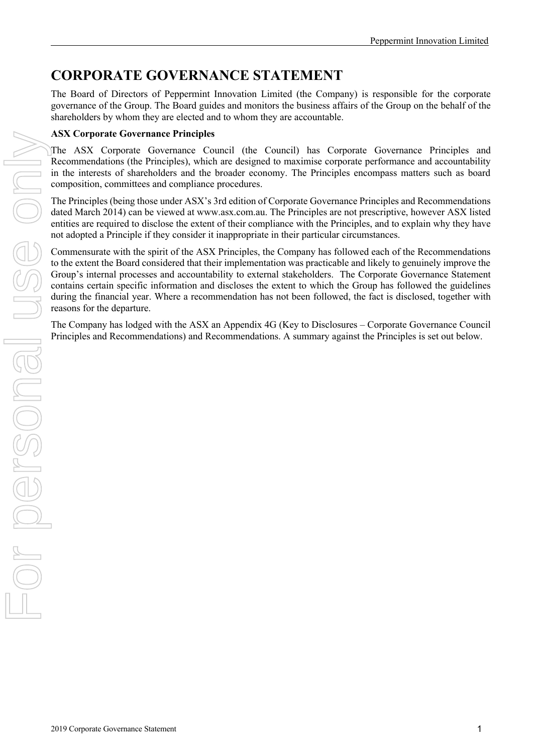# CORPORATE GOVERNANCE STATEMENT

The Board of Directors of Peppermint Innovation Limited (the Company) is responsible for the corporate governance of the Group. The Board guides and monitors the business affairs of the Group on the behalf of the shareholders by whom they are elected and to whom they are accountable.

**ASX Corporate Governance Principles**

The ASX Corporate Governance Council (the Council) has Corporate Governance Principles and Recommendations (the Principles), which are designed to maximise corporate performance and accountability in the interests of shareholders and the broader economy. The Principles encompass matters such as board composition, committees and compliance procedures.

The Principles (being those under ASX's 3rd edition of Corporate Governance Principles and Recommendations dated March 2014) can be viewed at www.asx.com.au. The Principles are not prescriptive, however ASX listed entities are required to disclose the extent of their compliance with the Principles, and to explain why they have not adopted a Principle if they consider it inappropriate in their particular circumstances.

Commensurate with the spirit of the ASX Principles, the Company has followed each of the Recommendations to the extent the Board considered that their implementation was practicable and likely to genuinely improve the Group's internal processes and accountability to external stakeholders. The Corporate Governance Statement contains certain specific information and discloses the extent to which the Group has followed the guidelines during the financial year. Where a recommendation has not been followed, the fact is disclosed, together with reasons for the departure.

The Company has lodged with the ASX an Appendix 4G (Key to Disclosures – Corporate Governance Council Principles and Recommendations) and Recommendations. A summary against the Principles is set out below.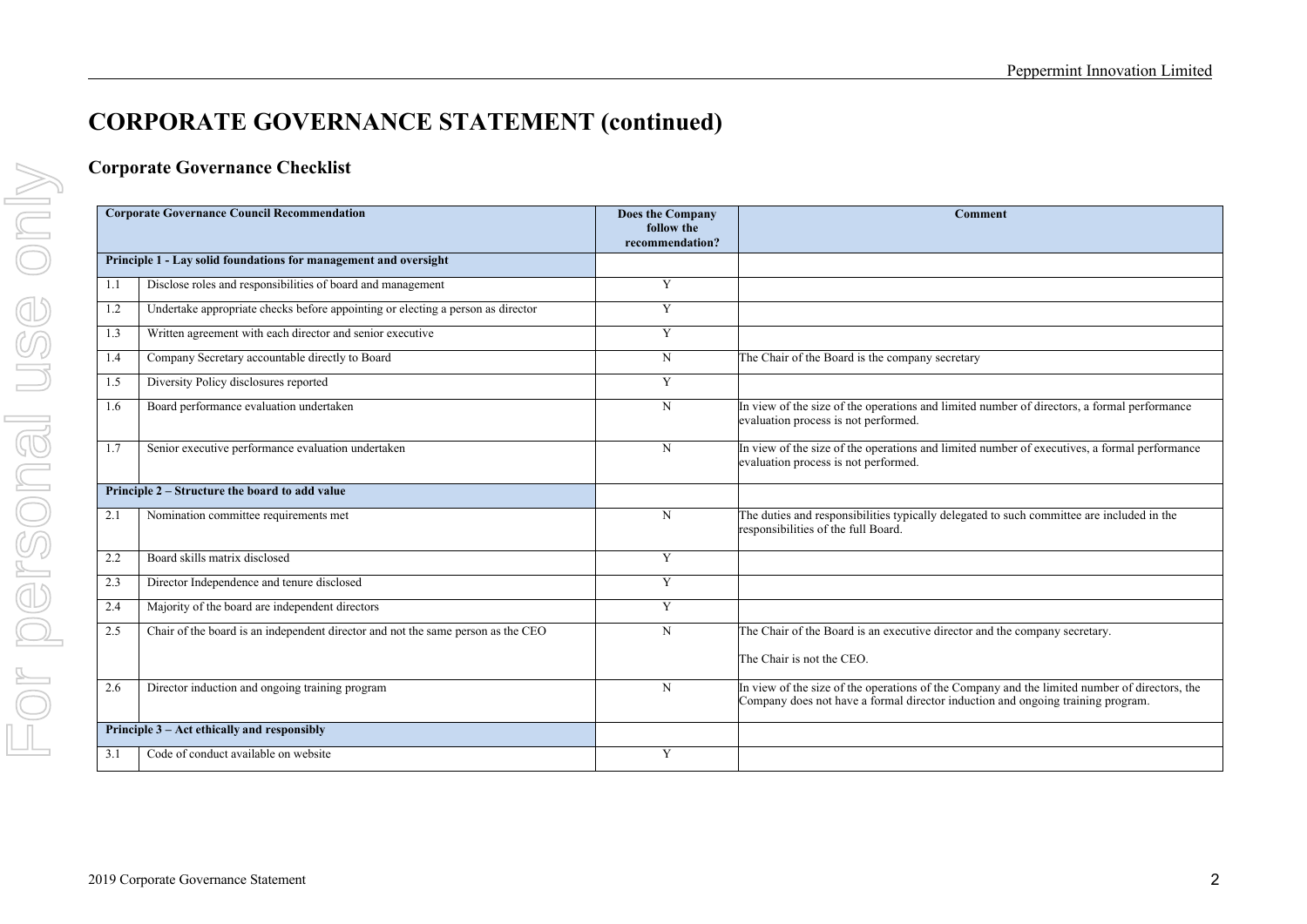# CORPORATE GOVERNANCE STATEMENT (continued)

## Corporate Governance Checklist

| Corporate Governance Council Recommendation | | Does the Company follow the recommendation? | Comment |
|---|---|---|---|
| **Principle 1 - Lay solid foundations for management and oversight** | | | |
| 1.1 | Disclose roles and responsibilities of board and management | Y | |
| 1.2 | Undertake appropriate checks before appointing or electing a person as director | Y | |
| 1.3 | Written agreement with each director and senior executive | Y | |
| 1.4 | Company Secretary accountable directly to Board | N | The Chair of the Board is the company secretary |
| 1.5 | Diversity Policy disclosures reported | Y | |
| 1.6 | Board performance evaluation undertaken | N | In view of the size of the operations and limited number of directors, a formal performance evaluation process is not performed. |
| 1.7 | Senior executive performance evaluation undertaken | N | In view of the size of the operations and limited number of executives, a formal performance evaluation process is not performed. |
| **Principle 2 – Structure the board to add value** | | | |
| 2.1 | Nomination committee requirements met | N | The duties and responsibilities typically delegated to such committee are included in the responsibilities of the full Board. |
| 2.2 | Board skills matrix disclosed | Y | |
| 2.3 | Director Independence and tenure disclosed | Y | |
| 2.4 | Majority of the board are independent directors | Y | |
| 2.5 | Chair of the board is an independent director and not the same person as the CEO | N | The Chair of the Board is an executive director and the company secretary.<br><br>The Chair is not the CEO. |
| 2.6 | Director induction and ongoing training program | N | In view of the size of the operations of the Company and the limited number of directors, the Company does not have a formal director induction and ongoing training program. |
| **Principle 3 – Act ethically and responsibly** | | | |
| 3.1 | Code of conduct available on website | Y | |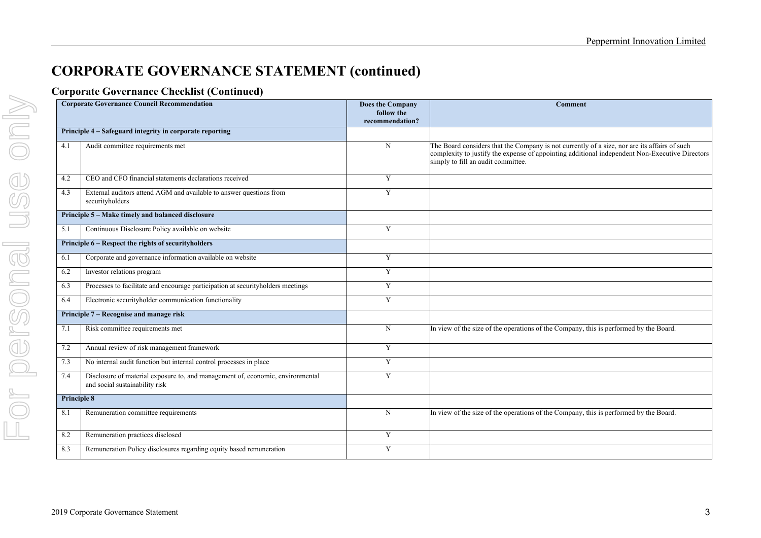# CORPORATE GOVERNANCE STATEMENT (continued)

## Corporate Governance Checklist (Continued)

| Corporate Governance Council Recommendation | | Does the Company follow the recommendation? | Comment |
|---|---|---|---|
| **Principle 4 – Safeguard integrity in corporate reporting** | | | |
| 4.1 | Audit committee requirements met | N | The Board considers that the Company is not currently of a size, nor are its affairs of such complexity to justify the expense of appointing additional independent Non-Executive Directors simply to fill an audit committee. |
| 4.2 | CEO and CFO financial statements declarations received | Y | |
| 4.3 | External auditors attend AGM and available to answer questions from securityholders | Y | |
| **Principle 5 – Make timely and balanced disclosure** | | | |
| 5.1 | Continuous Disclosure Policy available on website | Y | |
| **Principle 6 – Respect the rights of securityholders** | | | |
| 6.1 | Corporate and governance information available on website | Y | |
| 6.2 | Investor relations program | Y | |
| 6.3 | Processes to facilitate and encourage participation at securityholders meetings | Y | |
| 6.4 | Electronic securityholder communication functionality | Y | |
| **Principle 7 – Recognise and manage risk** | | | |
| 7.1 | Risk committee requirements met | N | In view of the size of the operations of the Company, this is performed by the Board. |
| 7.2 | Annual review of risk management framework | Y | |
| 7.3 | No internal audit function but internal control processes in place | Y | |
| 7.4 | Disclosure of material exposure to, and management of, economic, environmental and social sustainability risk | Y | |
| **Principle 8** | | | |
| 8.1 | Remuneration committee requirements | N | In view of the size of the operations of the Company, this is performed by the Board. |
| 8.2 | Remuneration practices disclosed | Y | |
| 8.3 | Remuneration Policy disclosures regarding equity based remuneration | Y | |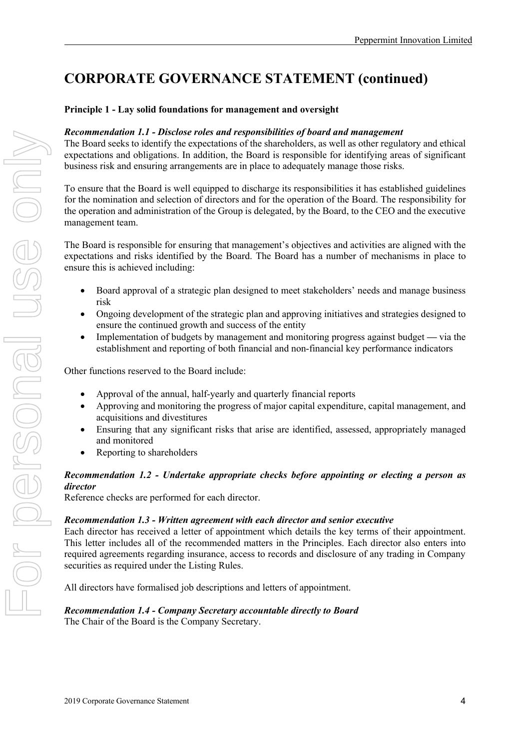# CORPORATE GOVERNANCE STATEMENT (continued)

**Principle 1 - Lay solid foundations for management and oversight**

***Recommendation 1.1 - Disclose roles and responsibilities of board and management***

The Board seeks to identify the expectations of the shareholders, as well as other regulatory and ethical expectations and obligations. In addition, the Board is responsible for identifying areas of significant business risk and ensuring arrangements are in place to adequately manage those risks.

To ensure that the Board is well equipped to discharge its responsibilities it has established guidelines for the nomination and selection of directors and for the operation of the Board. The responsibility for the operation and administration of the Group is delegated, by the Board, to the CEO and the executive management team.

The Board is responsible for ensuring that management's objectives and activities are aligned with the expectations and risks identified by the Board. The Board has a number of mechanisms in place to ensure this is achieved including:

- Board approval of a strategic plan designed to meet stakeholders' needs and manage business risk
- Ongoing development of the strategic plan and approving initiatives and strategies designed to ensure the continued growth and success of the entity
- Implementation of budgets by management and monitoring progress against budget — via the establishment and reporting of both financial and non-financial key performance indicators

Other functions reserved to the Board include:

- Approval of the annual, half-yearly and quarterly financial reports
- Approving and monitoring the progress of major capital expenditure, capital management, and acquisitions and divestitures
- Ensuring that any significant risks that arise are identified, assessed, appropriately managed and monitored
- Reporting to shareholders

***Recommendation 1.2 - Undertake appropriate checks before appointing or electing a person as director***

Reference checks are performed for each director.

***Recommendation 1.3 - Written agreement with each director and senior executive***

Each director has received a letter of appointment which details the key terms of their appointment. This letter includes all of the recommended matters in the Principles. Each director also enters into required agreements regarding insurance, access to records and disclosure of any trading in Company securities as required under the Listing Rules.

All directors have formalised job descriptions and letters of appointment.

***Recommendation 1.4 - Company Secretary accountable directly to Board***

The Chair of the Board is the Company Secretary.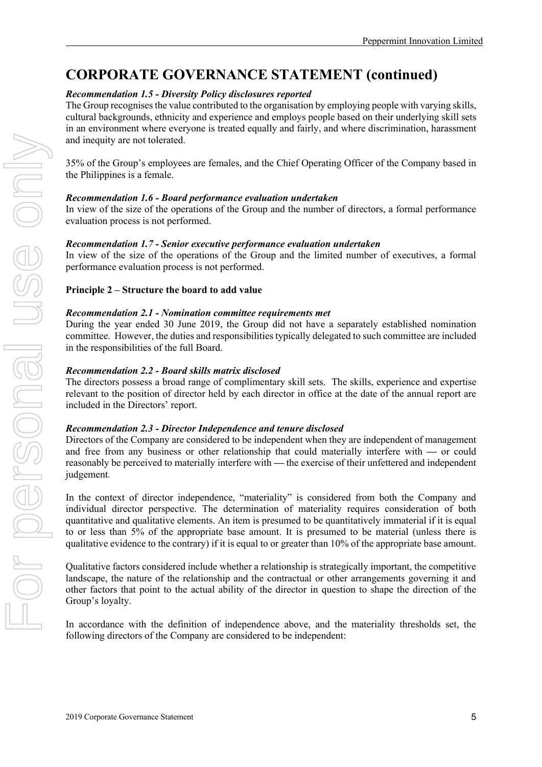# CORPORATE GOVERNANCE STATEMENT (continued)

***Recommendation 1.5 - Diversity Policy disclosures reported***

The Group recognises the value contributed to the organisation by employing people with varying skills, cultural backgrounds, ethnicity and experience and employs people based on their underlying skill sets in an environment where everyone is treated equally and fairly, and where discrimination, harassment and inequity are not tolerated.

35% of the Group's employees are females, and the Chief Operating Officer of the Company based in the Philippines is a female.

***Recommendation 1.6 - Board performance evaluation undertaken***

In view of the size of the operations of the Group and the number of directors, a formal performance evaluation process is not performed.

***Recommendation 1.7 - Senior executive performance evaluation undertaken***

In view of the size of the operations of the Group and the limited number of executives, a formal performance evaluation process is not performed.

**Principle 2 – Structure the board to add value**

***Recommendation 2.1 - Nomination committee requirements met***

During the year ended 30 June 2019, the Group did not have a separately established nomination committee. However, the duties and responsibilities typically delegated to such committee are included in the responsibilities of the full Board.

***Recommendation 2.2 - Board skills matrix disclosed***

The directors possess a broad range of complimentary skill sets. The skills, experience and expertise relevant to the position of director held by each director in office at the date of the annual report are included in the Directors' report.

***Recommendation 2.3 - Director Independence and tenure disclosed***

Directors of the Company are considered to be independent when they are independent of management and free from any business or other relationship that could materially interfere with — or could reasonably be perceived to materially interfere with — the exercise of their unfettered and independent judgement.

In the context of director independence, "materiality" is considered from both the Company and individual director perspective. The determination of materiality requires consideration of both quantitative and qualitative elements. An item is presumed to be quantitatively immaterial if it is equal to or less than 5% of the appropriate base amount. It is presumed to be material (unless there is qualitative evidence to the contrary) if it is equal to or greater than 10% of the appropriate base amount.

Qualitative factors considered include whether a relationship is strategically important, the competitive landscape, the nature of the relationship and the contractual or other arrangements governing it and other factors that point to the actual ability of the director in question to shape the direction of the Group's loyalty.

In accordance with the definition of independence above, and the materiality thresholds set, the following directors of the Company are considered to be independent: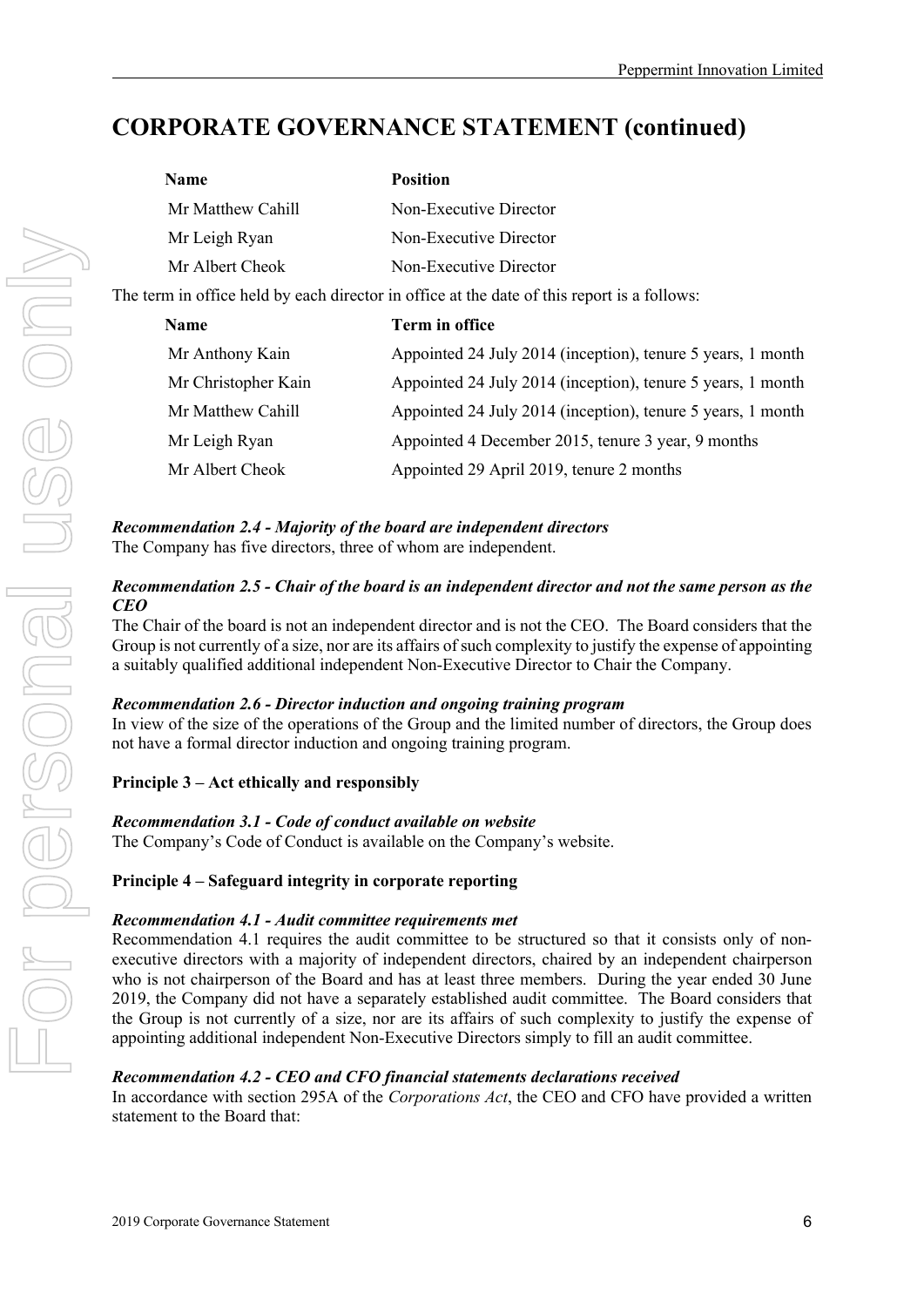# CORPORATE GOVERNANCE STATEMENT (continued)

| Name | Position |
|---|---|
| Mr Matthew Cahill | Non-Executive Director |
| Mr Leigh Ryan | Non-Executive Director |
| Mr Albert Cheok | Non-Executive Director |

The term in office held by each director in office at the date of this report is a follows:

| Name | Term in office |
|---|---|
| Mr Anthony Kain | Appointed 24 July 2014 (inception), tenure 5 years, 1 month |
| Mr Christopher Kain | Appointed 24 July 2014 (inception), tenure 5 years, 1 month |
| Mr Matthew Cahill | Appointed 24 July 2014 (inception), tenure 5 years, 1 month |
| Mr Leigh Ryan | Appointed 4 December 2015, tenure 3 year, 9 months |
| Mr Albert Cheok | Appointed 29 April 2019, tenure 2 months |

***Recommendation 2.4 - Majority of the board are independent directors***
The Company has five directors, three of whom are independent.

***Recommendation 2.5 - Chair of the board is an independent director and not the same person as the CEO***
The Chair of the board is not an independent director and is not the CEO. The Board considers that the Group is not currently of a size, nor are its affairs of such complexity to justify the expense of appointing a suitably qualified additional independent Non-Executive Director to Chair the Company.

***Recommendation 2.6 - Director induction and ongoing training program***
In view of the size of the operations of the Group and the limited number of directors, the Group does not have a formal director induction and ongoing training program.

**Principle 3 – Act ethically and responsibly**

***Recommendation 3.1 - Code of conduct available on website***
The Company's Code of Conduct is available on the Company's website.

**Principle 4 – Safeguard integrity in corporate reporting**

***Recommendation 4.1 - Audit committee requirements met***
Recommendation 4.1 requires the audit committee to be structured so that it consists only of non-executive directors with a majority of independent directors, chaired by an independent chairperson who is not chairperson of the Board and has at least three members. During the year ended 30 June 2019, the Company did not have a separately established audit committee. The Board considers that the Group is not currently of a size, nor are its affairs of such complexity to justify the expense of appointing additional independent Non-Executive Directors simply to fill an audit committee.

***Recommendation 4.2 - CEO and CFO financial statements declarations received***
In accordance with section 295A of the *Corporations Act*, the CEO and CFO have provided a written statement to the Board that: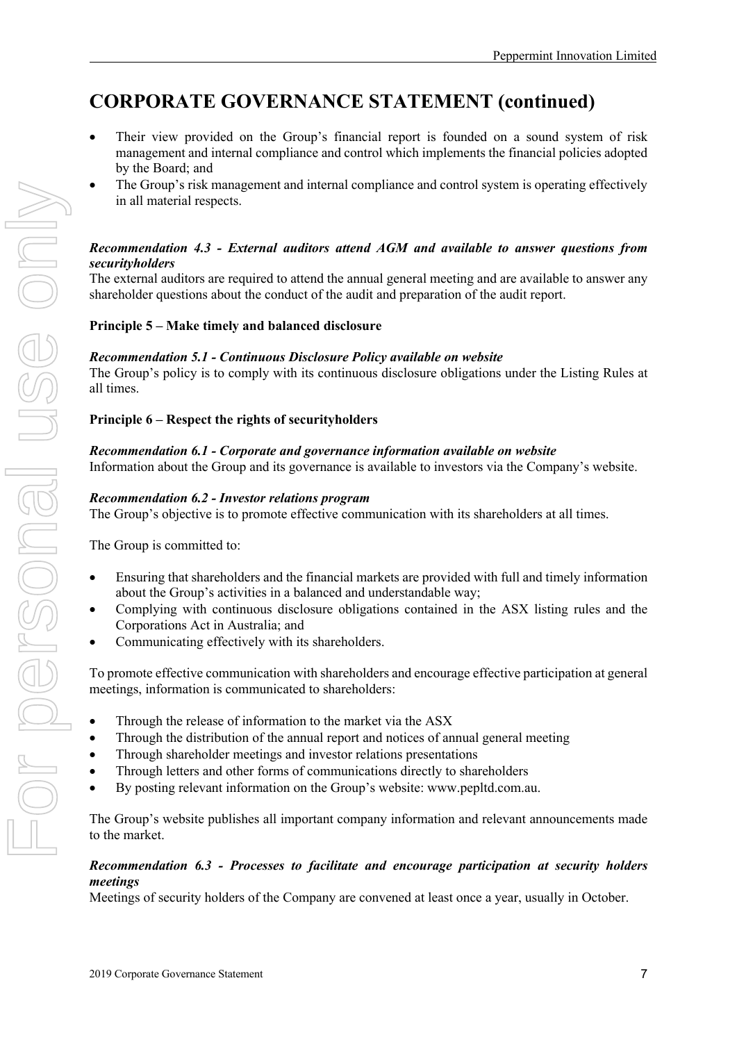# CORPORATE GOVERNANCE STATEMENT (continued)

- Their view provided on the Group's financial report is founded on a sound system of risk management and internal compliance and control which implements the financial policies adopted by the Board; and
- The Group's risk management and internal compliance and control system is operating effectively in all material respects.

***Recommendation 4.3 - External auditors attend AGM and available to answer questions from securityholders***

The external auditors are required to attend the annual general meeting and are available to answer any shareholder questions about the conduct of the audit and preparation of the audit report.

**Principle 5 – Make timely and balanced disclosure**

***Recommendation 5.1 - Continuous Disclosure Policy available on website***

The Group's policy is to comply with its continuous disclosure obligations under the Listing Rules at all times.

**Principle 6 – Respect the rights of securityholders**

***Recommendation 6.1 - Corporate and governance information available on website***

Information about the Group and its governance is available to investors via the Company's website.

***Recommendation 6.2 - Investor relations program***

The Group's objective is to promote effective communication with its shareholders at all times.

The Group is committed to:

- Ensuring that shareholders and the financial markets are provided with full and timely information about the Group's activities in a balanced and understandable way;
- Complying with continuous disclosure obligations contained in the ASX listing rules and the Corporations Act in Australia; and
- Communicating effectively with its shareholders.

To promote effective communication with shareholders and encourage effective participation at general meetings, information is communicated to shareholders:

- Through the release of information to the market via the ASX
- Through the distribution of the annual report and notices of annual general meeting
- Through shareholder meetings and investor relations presentations
- Through letters and other forms of communications directly to shareholders
- By posting relevant information on the Group's website: www.pepltd.com.au.

The Group's website publishes all important company information and relevant announcements made to the market.

***Recommendation 6.3 - Processes to facilitate and encourage participation at security holders meetings***

Meetings of security holders of the Company are convened at least once a year, usually in October.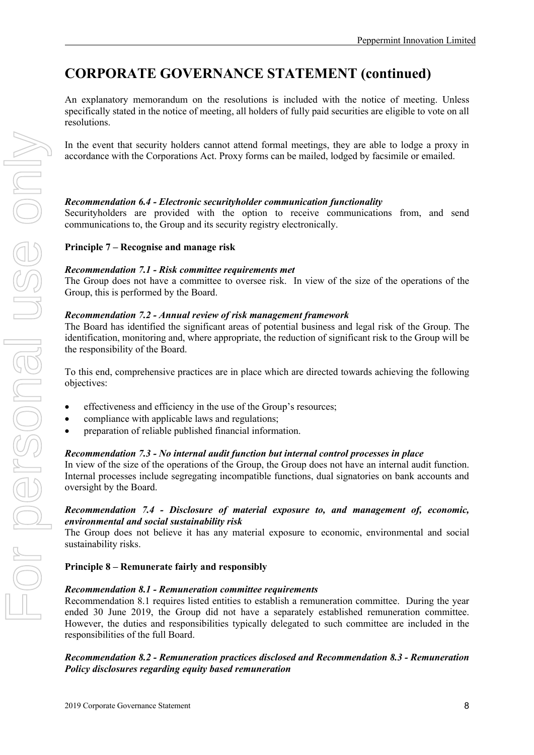# CORPORATE GOVERNANCE STATEMENT (continued)

An explanatory memorandum on the resolutions is included with the notice of meeting. Unless specifically stated in the notice of meeting, all holders of fully paid securities are eligible to vote on all resolutions.

In the event that security holders cannot attend formal meetings, they are able to lodge a proxy in accordance with the Corporations Act. Proxy forms can be mailed, lodged by facsimile or emailed.

***Recommendation 6.4 - Electronic securityholder communication functionality***
Securityholders are provided with the option to receive communications from, and send communications to, the Group and its security registry electronically.

**Principle 7 – Recognise and manage risk**

***Recommendation 7.1 - Risk committee requirements met***
The Group does not have a committee to oversee risk. In view of the size of the operations of the Group, this is performed by the Board.

***Recommendation 7.2 - Annual review of risk management framework***
The Board has identified the significant areas of potential business and legal risk of the Group. The identification, monitoring and, where appropriate, the reduction of significant risk to the Group will be the responsibility of the Board.

To this end, comprehensive practices are in place which are directed towards achieving the following objectives:

- effectiveness and efficiency in the use of the Group's resources;
- compliance with applicable laws and regulations;
- preparation of reliable published financial information.

***Recommendation 7.3 - No internal audit function but internal control processes in place***
In view of the size of the operations of the Group, the Group does not have an internal audit function. Internal processes include segregating incompatible functions, dual signatories on bank accounts and oversight by the Board.

***Recommendation 7.4 - Disclosure of material exposure to, and management of, economic, environmental and social sustainability risk***
The Group does not believe it has any material exposure to economic, environmental and social sustainability risks.

**Principle 8 – Remunerate fairly and responsibly**

***Recommendation 8.1 - Remuneration committee requirements***
Recommendation 8.1 requires listed entities to establish a remuneration committee. During the year ended 30 June 2019, the Group did not have a separately established remuneration committee. However, the duties and responsibilities typically delegated to such committee are included in the responsibilities of the full Board.

***Recommendation 8.2 - Remuneration practices disclosed and Recommendation 8.3 - Remuneration Policy disclosures regarding equity based remuneration***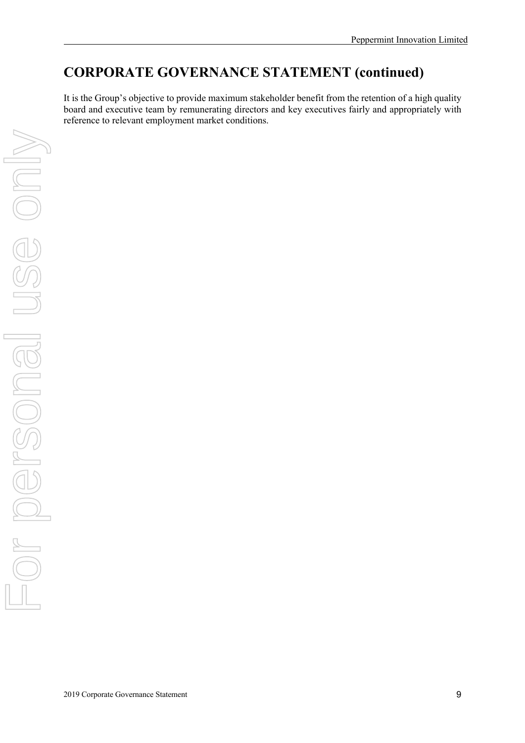# CORPORATE GOVERNANCE STATEMENT (continued)

It is the Group's objective to provide maximum stakeholder benefit from the retention of a high quality board and executive team by remunerating directors and key executives fairly and appropriately with reference to relevant employment market conditions.